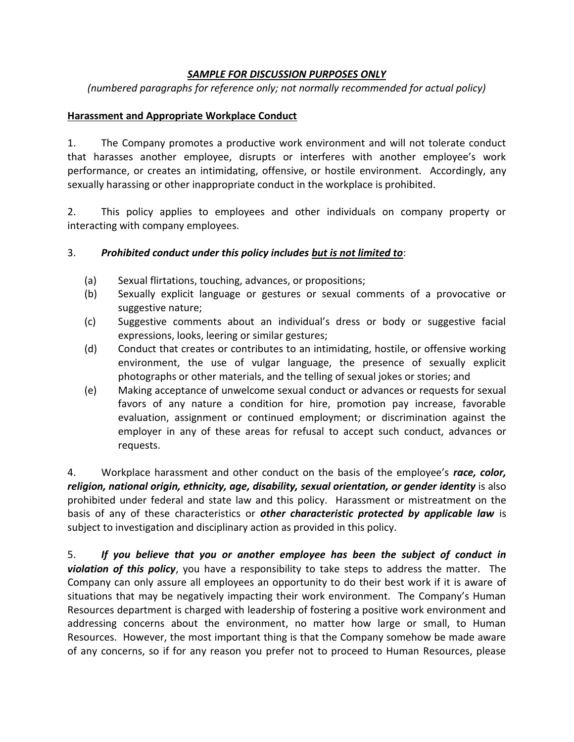***SAMPLE FOR DISCUSSION PURPOSES ONLY***

*(numbered paragraphs for reference only; not normally recommended for actual policy)*

**Harassment and Appropriate Workplace Conduct**

1. The Company promotes a productive work environment and will not tolerate conduct that harasses another employee, disrupts or interferes with another employee's work performance, or creates an intimidating, offensive, or hostile environment. Accordingly, any sexually harassing or other inappropriate conduct in the workplace is prohibited.

2. This policy applies to employees and other individuals on company property or interacting with company employees.

3. ***Prohibited conduct under this policy includes but is not limited to***:

   (a) Sexual flirtations, touching, advances, or propositions;
   
   (b) Sexually explicit language or gestures or sexual comments of a provocative or suggestive nature;
   
   (c) Suggestive comments about an individual's dress or body or suggestive facial expressions, looks, leering or similar gestures;
   
   (d) Conduct that creates or contributes to an intimidating, hostile, or offensive working environment, the use of vulgar language, the presence of sexually explicit photographs or other materials, and the telling of sexual jokes or stories; and
   
   (e) Making acceptance of unwelcome sexual conduct or advances or requests for sexual favors of any nature a condition for hire, promotion pay increase, favorable evaluation, assignment or continued employment; or discrimination against the employer in any of these areas for refusal to accept such conduct, advances or requests.

4. Workplace harassment and other conduct on the basis of the employee's ***race, color, religion, national origin, ethnicity, age, disability, sexual orientation, or gender identity*** is also prohibited under federal and state law and this policy. Harassment or mistreatment on the basis of any of these characteristics or ***other characteristic protected by applicable law*** is subject to investigation and disciplinary action as provided in this policy.

5. ***If you believe that you or another employee has been the subject of conduct in violation of this policy***, you have a responsibility to take steps to address the matter. The Company can only assure all employees an opportunity to do their best work if it is aware of situations that may be negatively impacting their work environment. The Company's Human Resources department is charged with leadership of fostering a positive work environment and addressing concerns about the environment, no matter how large or small, to Human Resources. However, the most important thing is that the Company somehow be made aware of any concerns, so if for any reason you prefer not to proceed to Human Resources, please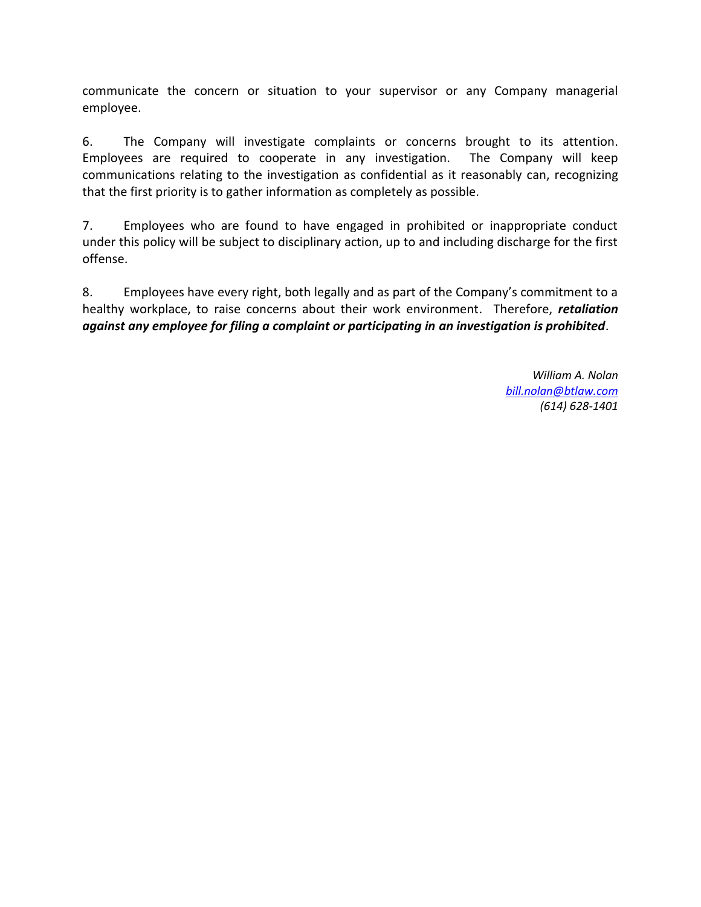communicate the concern or situation to your supervisor or any Company managerial employee.

6. The Company will investigate complaints or concerns brought to its attention. Employees are required to cooperate in any investigation. The Company will keep communications relating to the investigation as confidential as it reasonably can, recognizing that the first priority is to gather information as completely as possible.

7. Employees who are found to have engaged in prohibited or inappropriate conduct under this policy will be subject to disciplinary action, up to and including discharge for the first offense.

8. Employees have every right, both legally and as part of the Company's commitment to a healthy workplace, to raise concerns about their work environment. Therefore, ***retaliation against any employee for filing a complaint or participating in an investigation is prohibited***.

*William A. Nolan*
*bill.nolan@btlaw.com*
*(614) 628-1401*